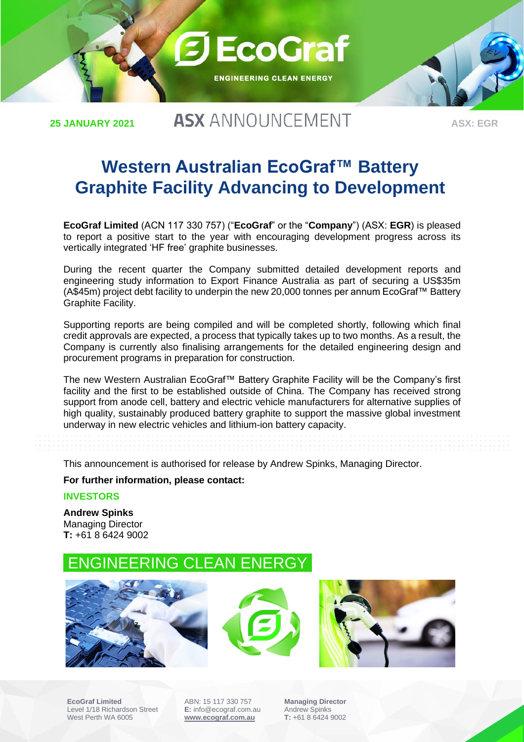25 JANUARY 2021 **ASX** ANNOUNCEMENT ASX: EGR

# Western Australian EcoGraf™ Battery Graphite Facility Advancing to Development

**EcoGraf Limited** (ACN 117 330 757) ("**EcoGraf**" or the "**Company**") (ASX: **EGR**) is pleased to report a positive start to the year with encouraging development progress across its vertically integrated 'HF free' graphite businesses.

During the recent quarter the Company submitted detailed development reports and engineering study information to Export Finance Australia as part of securing a US$35m (A$45m) project debt facility to underpin the new 20,000 tonnes per annum EcoGraf™ Battery Graphite Facility.

Supporting reports are being compiled and will be completed shortly, following which final credit approvals are expected, a process that typically takes up to two months. As a result, the Company is currently also finalising arrangements for the detailed engineering design and procurement programs in preparation for construction.

The new Western Australian EcoGraf™ Battery Graphite Facility will be the Company's first facility and the first to be established outside of China. The Company has received strong support from anode cell, battery and electric vehicle manufacturers for alternative supplies of high quality, sustainably produced battery graphite to support the massive global investment underway in new electric vehicles and lithium-ion battery capacity.

This announcement is authorised for release by Andrew Spinks, Managing Director.

**For further information, please contact:**

**INVESTORS**

**Andrew Spinks**
Managing Director
**T:** +61 8 6424 9002

## ENGINEERING CLEAN ENERGY

**EcoGraf Limited**
Level 1/18 Richardson Street
West Perth WA 6005

ABN: 15 117 330 757
**E:** info@ecograf.com.au
**www.ecograf.com.au**

**Managing Director**
Andrew Spinks
**T:** +61 8 6424 9002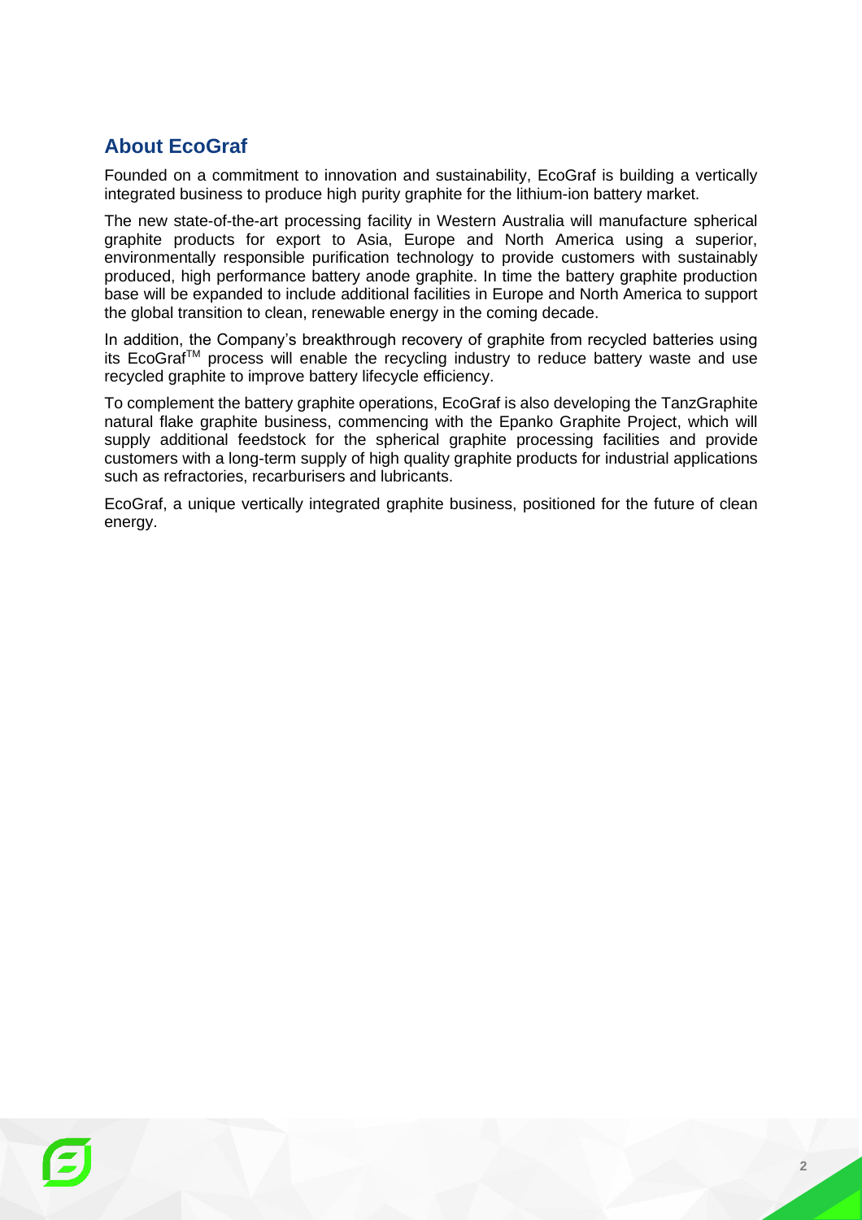## About EcoGraf

Founded on a commitment to innovation and sustainability, EcoGraf is building a vertically integrated business to produce high purity graphite for the lithium-ion battery market.

The new state-of-the-art processing facility in Western Australia will manufacture spherical graphite products for export to Asia, Europe and North America using a superior, environmentally responsible purification technology to provide customers with sustainably produced, high performance battery anode graphite. In time the battery graphite production base will be expanded to include additional facilities in Europe and North America to support the global transition to clean, renewable energy in the coming decade.

In addition, the Company's breakthrough recovery of graphite from recycled batteries using its EcoGraf™ process will enable the recycling industry to reduce battery waste and use recycled graphite to improve battery lifecycle efficiency.

To complement the battery graphite operations, EcoGraf is also developing the TanzGraphite natural flake graphite business, commencing with the Epanko Graphite Project, which will supply additional feedstock for the spherical graphite processing facilities and provide customers with a long-term supply of high quality graphite products for industrial applications such as refractories, recarburisers and lubricants.

EcoGraf, a unique vertically integrated graphite business, positioned for the future of clean energy.